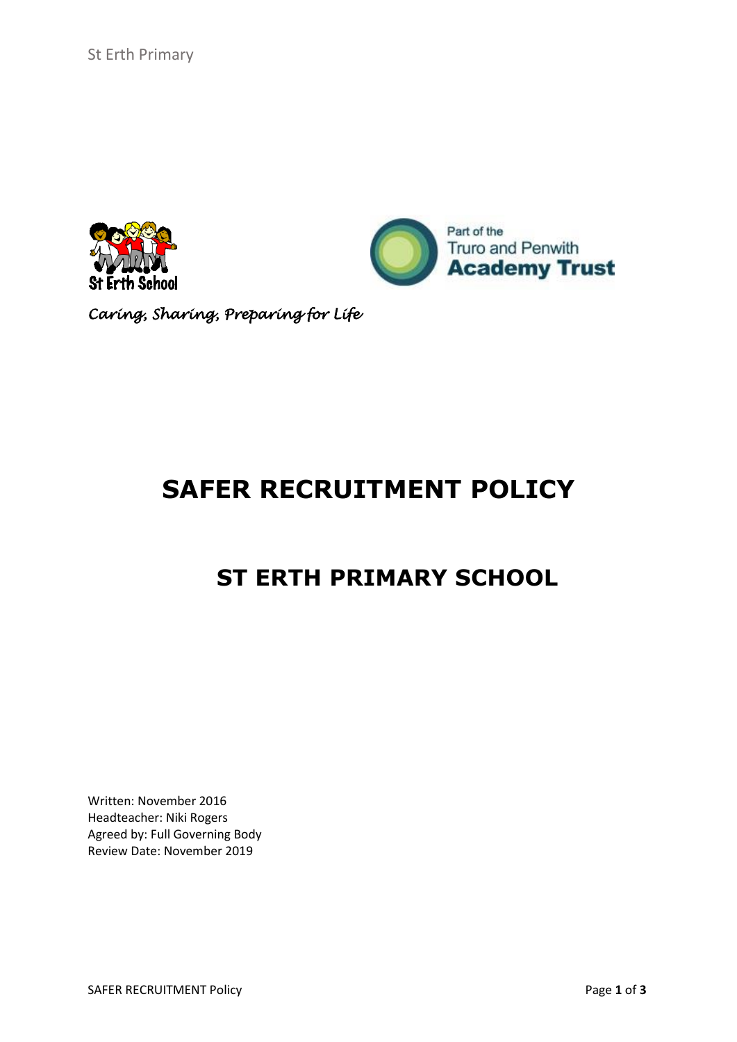*Caring, Sharing, Preparing for Life*

# SAFER RECRUITMENT POLICY

## ST ERTH PRIMARY SCHOOL

Written: November 2016
Headteacher: Niki Rogers
Agreed by: Full Governing Body
Review Date: November 2019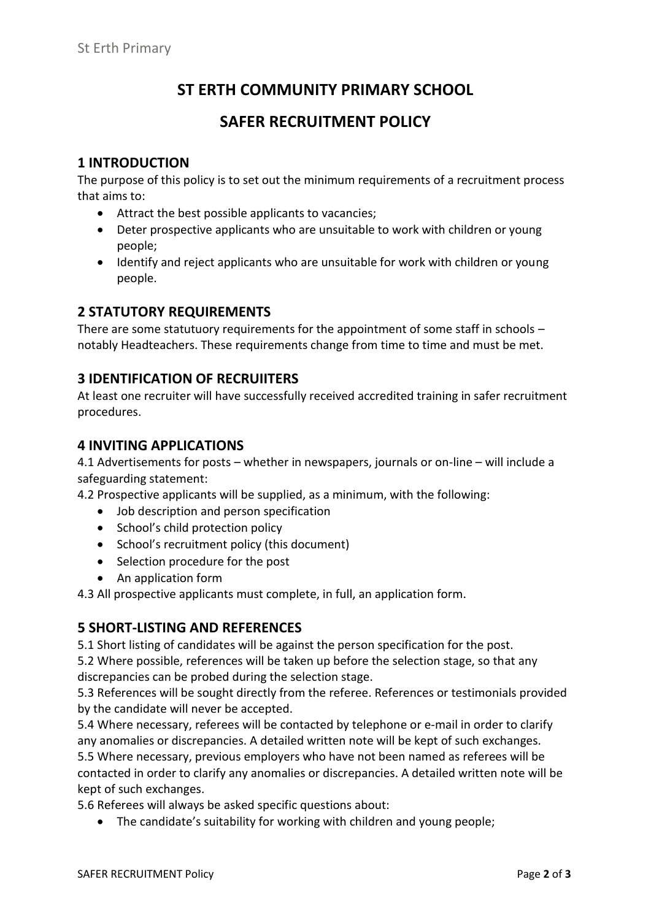# ST ERTH COMMUNITY PRIMARY SCHOOL

# SAFER RECRUITMENT POLICY

## 1 INTRODUCTION

The purpose of this policy is to set out the minimum requirements of a recruitment process that aims to:

- Attract the best possible applicants to vacancies;
- Deter prospective applicants who are unsuitable to work with children or young people;
- Identify and reject applicants who are unsuitable for work with children or young people.

## 2 STATUTORY REQUIREMENTS

There are some statutuory requirements for the appointment of some staff in schools – notably Headteachers. These requirements change from time to time and must be met.

## 3 IDENTIFICATION OF RECRUIITERS

At least one recruiter will have successfully received accredited training in safer recruitment procedures.

## 4 INVITING APPLICATIONS

4.1 Advertisements for posts – whether in newspapers, journals or on-line – will include a safeguarding statement:

4.2 Prospective applicants will be supplied, as a minimum, with the following:

- Job description and person specification
- School's child protection policy
- School's recruitment policy (this document)
- Selection procedure for the post
- An application form

4.3 All prospective applicants must complete, in full, an application form.

## 5 SHORT-LISTING AND REFERENCES

5.1 Short listing of candidates will be against the person specification for the post.

5.2 Where possible, references will be taken up before the selection stage, so that any discrepancies can be probed during the selection stage.

5.3 References will be sought directly from the referee. References or testimonials provided by the candidate will never be accepted.

5.4 Where necessary, referees will be contacted by telephone or e-mail in order to clarify any anomalies or discrepancies. A detailed written note will be kept of such exchanges.

5.5 Where necessary, previous employers who have not been named as referees will be contacted in order to clarify any anomalies or discrepancies. A detailed written note will be kept of such exchanges.

5.6 Referees will always be asked specific questions about:

- The candidate's suitability for working with children and young people;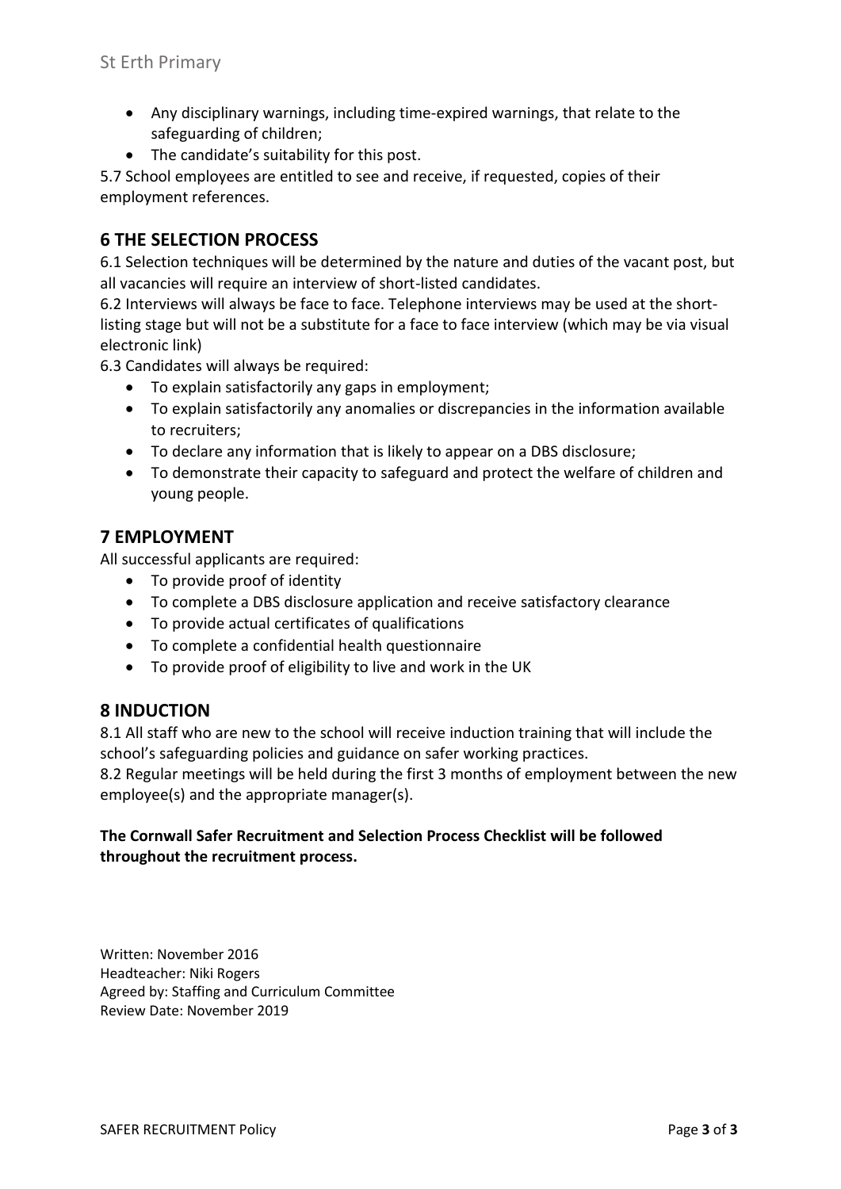- Any disciplinary warnings, including time-expired warnings, that relate to the safeguarding of children;
- The candidate's suitability for this post.

5.7 School employees are entitled to see and receive, if requested, copies of their employment references.

## 6 THE SELECTION PROCESS

6.1 Selection techniques will be determined by the nature and duties of the vacant post, but all vacancies will require an interview of short-listed candidates.

6.2 Interviews will always be face to face. Telephone interviews may be used at the short-listing stage but will not be a substitute for a face to face interview (which may be via visual electronic link)

6.3 Candidates will always be required:

- To explain satisfactorily any gaps in employment;
- To explain satisfactorily any anomalies or discrepancies in the information available to recruiters;
- To declare any information that is likely to appear on a DBS disclosure;
- To demonstrate their capacity to safeguard and protect the welfare of children and young people.

## 7 EMPLOYMENT

All successful applicants are required:

- To provide proof of identity
- To complete a DBS disclosure application and receive satisfactory clearance
- To provide actual certificates of qualifications
- To complete a confidential health questionnaire
- To provide proof of eligibility to live and work in the UK

## 8 INDUCTION

8.1 All staff who are new to the school will receive induction training that will include the school's safeguarding policies and guidance on safer working practices.

8.2 Regular meetings will be held during the first 3 months of employment between the new employee(s) and the appropriate manager(s).

**The Cornwall Safer Recruitment and Selection Process Checklist will be followed throughout the recruitment process.**

Written: November 2016
Headteacher: Niki Rogers
Agreed by: Staffing and Curriculum Committee
Review Date: November 2019